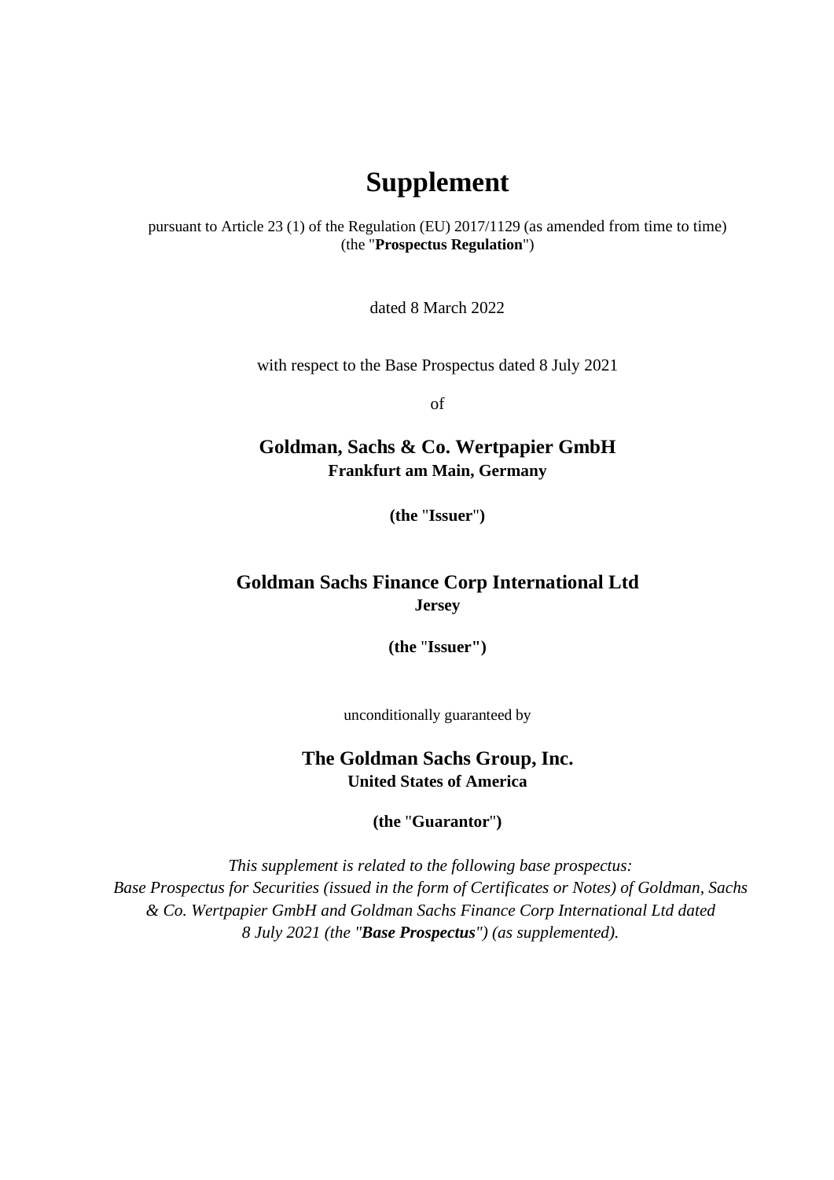# Supplement

pursuant to Article 23 (1) of the Regulation (EU) 2017/1129 (as amended from time to time) (the "**Prospectus Regulation**")

dated 8 March 2022

with respect to the Base Prospectus dated 8 July 2021

of

## Goldman, Sachs & Co. Wertpapier GmbH

**Frankfurt am Main, Germany**

**(the "Issuer")**

## Goldman Sachs Finance Corp International Ltd

**Jersey**

**(the "Issuer")**

unconditionally guaranteed by

## The Goldman Sachs Group, Inc.

**United States of America**

**(the "Guarantor")**

*This supplement is related to the following base prospectus: Base Prospectus for Securities (issued in the form of Certificates or Notes) of Goldman, Sachs & Co. Wertpapier GmbH and Goldman Sachs Finance Corp International Ltd dated 8 July 2021 (the "**Base Prospectus**") (as supplemented).*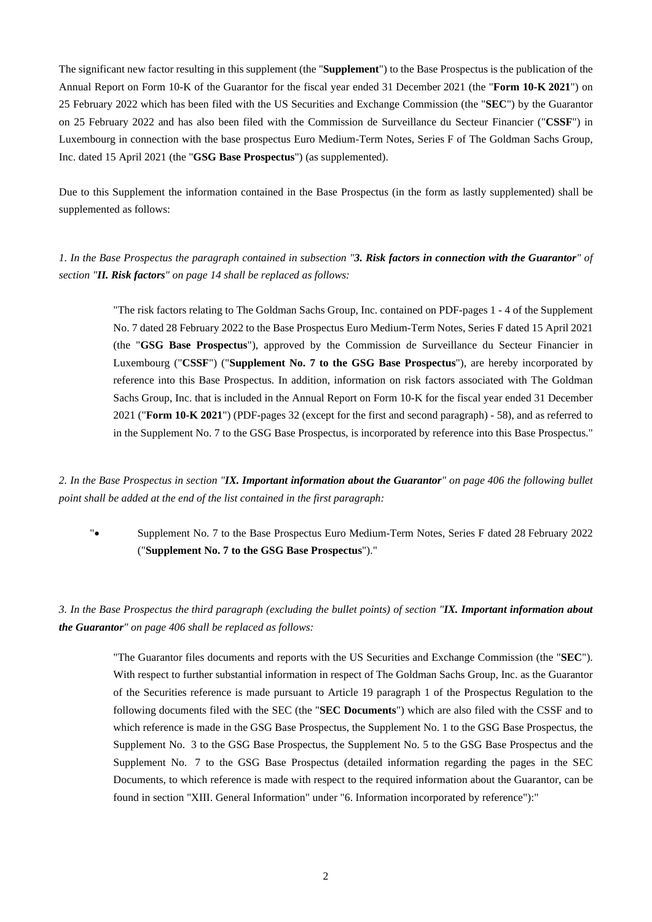The significant new factor resulting in this supplement (the "**Supplement**") to the Base Prospectus is the publication of the Annual Report on Form 10-K of the Guarantor for the fiscal year ended 31 December 2021 (the "**Form 10-K 2021**") on 25 February 2022 which has been filed with the US Securities and Exchange Commission (the "**SEC**") by the Guarantor on 25 February 2022 and has also been filed with the Commission de Surveillance du Secteur Financier ("**CSSF**") in Luxembourg in connection with the base prospectus Euro Medium-Term Notes, Series F of The Goldman Sachs Group, Inc. dated 15 April 2021 (the "**GSG Base Prospectus**") (as supplemented).

Due to this Supplement the information contained in the Base Prospectus (in the form as lastly supplemented) shall be supplemented as follows:

*1. In the Base Prospectus the paragraph contained in subsection "**3. Risk factors in connection with the Guarantor**" of section "**II. Risk factors**" on page 14 shall be replaced as follows:*

> "The risk factors relating to The Goldman Sachs Group, Inc. contained on PDF-pages 1 - 4 of the Supplement No. 7 dated 28 February 2022 to the Base Prospectus Euro Medium-Term Notes, Series F dated 15 April 2021 (the "**GSG Base Prospectus**"), approved by the Commission de Surveillance du Secteur Financier in Luxembourg ("**CSSF**") ("**Supplement No. 7 to the GSG Base Prospectus**"), are hereby incorporated by reference into this Base Prospectus. In addition, information on risk factors associated with The Goldman Sachs Group, Inc. that is included in the Annual Report on Form 10-K for the fiscal year ended 31 December 2021 ("**Form 10-K 2021**") (PDF-pages 32 (except for the first and second paragraph) - 58), and as referred to in the Supplement No. 7 to the GSG Base Prospectus, is incorporated by reference into this Base Prospectus."

*2. In the Base Prospectus in section "**IX. Important information about the Guarantor**" on page 406 the following bullet point shall be added at the end of the list contained in the first paragraph:*

> "• Supplement No. 7 to the Base Prospectus Euro Medium-Term Notes, Series F dated 28 February 2022 ("**Supplement No. 7 to the GSG Base Prospectus**")."

*3. In the Base Prospectus the third paragraph (excluding the bullet points) of section "**IX. Important information about the Guarantor**" on page 406 shall be replaced as follows:*

> "The Guarantor files documents and reports with the US Securities and Exchange Commission (the "**SEC**"). With respect to further substantial information in respect of The Goldman Sachs Group, Inc. as the Guarantor of the Securities reference is made pursuant to Article 19 paragraph 1 of the Prospectus Regulation to the following documents filed with the SEC (the "**SEC Documents**") which are also filed with the CSSF and to which reference is made in the GSG Base Prospectus, the Supplement No. 1 to the GSG Base Prospectus, the Supplement No. 3 to the GSG Base Prospectus, the Supplement No. 5 to the GSG Base Prospectus and the Supplement No. 7 to the GSG Base Prospectus (detailed information regarding the pages in the SEC Documents, to which reference is made with respect to the required information about the Guarantor, can be found in section "XIII. General Information" under "6. Information incorporated by reference"):"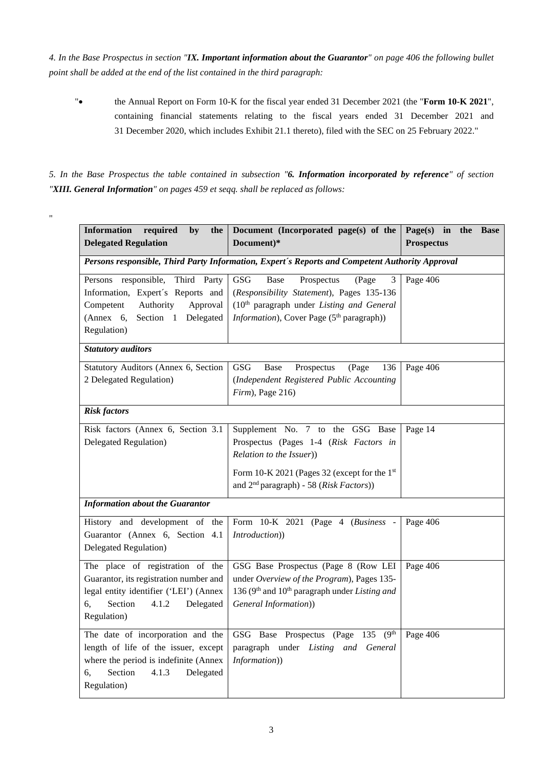*4. In the Base Prospectus in section "**IX. Important information about the Guarantor**" on page 406 the following bullet point shall be added at the end of the list contained in the third paragraph:*

"• the Annual Report on Form 10-K for the fiscal year ended 31 December 2021 (the "**Form 10-K 2021**", containing financial statements relating to the fiscal years ended 31 December 2021 and 31 December 2020, which includes Exhibit 21.1 thereto), filed with the SEC on 25 February 2022."

*5. In the Base Prospectus the table contained in subsection "**6. Information incorporated by reference**" of section "**XIII. General Information**" on pages 459 et seqq. shall be replaced as follows:*

"

| **Information required by the Delegated Regulation** | **Document (Incorporated page(s) of the Document)*** | **Page(s) in the Base Prospectus** |
|---|---|---|
| ***Persons responsible, Third Party Information, Expert´s Reports and Competent Authority Approval*** | | |
| Persons responsible, Third Party Information, Expert´s Reports and Competent Authority Approval (Annex 6, Section 1 Delegated Regulation) | GSG Base Prospectus (Page 3 (*Responsibility Statement*), Pages 135-136 (10th paragraph under *Listing and General Information*), Cover Page (5th paragraph)) | Page 406 |
| ***Statutory auditors*** | | |
| Statutory Auditors (Annex 6, Section 2 Delegated Regulation) | GSG Base Prospectus (Page 136 (*Independent Registered Public Accounting Firm*), Page 216) | Page 406 |
| ***Risk factors*** | | |
| Risk factors (Annex 6, Section 3.1 Delegated Regulation) | Supplement No. 7 to the GSG Base Prospectus (Pages 1-4 (*Risk Factors in Relation to the Issuer*))<br><br>Form 10-K 2021 (Pages 32 (except for the 1st and 2nd paragraph) - 58 (*Risk Factors*)) | Page 14 |
| ***Information about the Guarantor*** | | |
| History and development of the Guarantor (Annex 6, Section 4.1 Delegated Regulation) | Form 10-K 2021 (Page 4 (*Business - Introduction*)) | Page 406 |
| The place of registration of the Guarantor, its registration number and legal entity identifier ('LEI') (Annex 6, Section 4.1.2 Delegated Regulation) | GSG Base Prospectus (Page 8 (Row LEI under *Overview of the Program*), Pages 135-136 (9th and 10th paragraph under *Listing and General Information*)) | Page 406 |
| The date of incorporation and the length of life of the issuer, except where the period is indefinite (Annex 6, Section 4.1.3 Delegated Regulation) | GSG Base Prospectus (Page 135 (9th paragraph under *Listing and General Information*)) | Page 406 |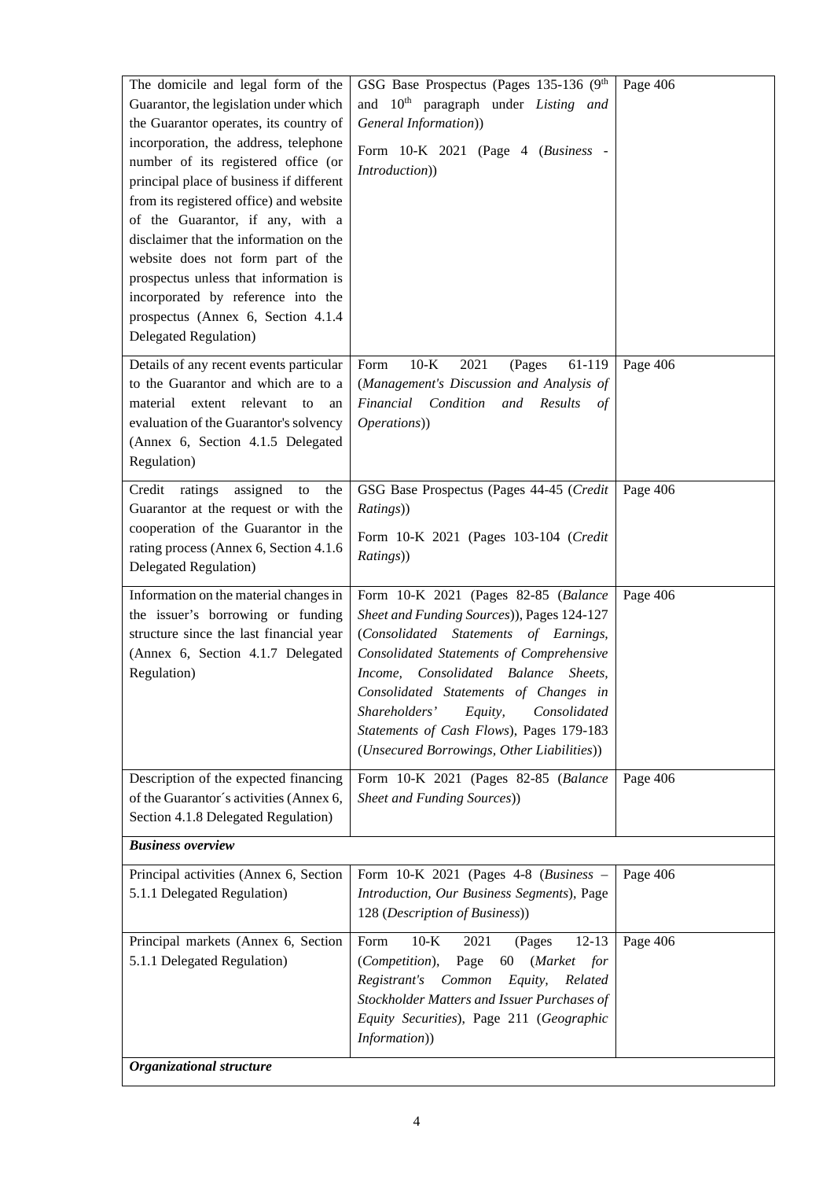| | | |
|---|---|---|
| The domicile and legal form of the Guarantor, the legislation under which the Guarantor operates, its country of incorporation, the address, telephone number of its registered office (or principal place of business if different from its registered office) and website of the Guarantor, if any, with a disclaimer that the information on the website does not form part of the prospectus unless that information is incorporated by reference into the prospectus (Annex 6, Section 4.1.4 Delegated Regulation) | GSG Base Prospectus (Pages 135-136 (9th and 10th paragraph under *Listing and General Information*))<br><br>Form 10-K 2021 (Page 4 (*Business - Introduction*)) | Page 406 |
| Details of any recent events particular to the Guarantor and which are to a material extent relevant to an evaluation of the Guarantor's solvency (Annex 6, Section 4.1.5 Delegated Regulation) | Form 10-K 2021 (Pages 61-119 (*Management's Discussion and Analysis of Financial Condition and Results of Operations*)) | Page 406 |
| Credit ratings assigned to the Guarantor at the request or with the cooperation of the Guarantor in the rating process (Annex 6, Section 4.1.6 Delegated Regulation) | GSG Base Prospectus (Pages 44-45 (*Credit Ratings*))<br><br>Form 10-K 2021 (Pages 103-104 (*Credit Ratings*)) | Page 406 |
| Information on the material changes in the issuer's borrowing or funding structure since the last financial year (Annex 6, Section 4.1.7 Delegated Regulation) | Form 10-K 2021 (Pages 82-85 (*Balance Sheet and Funding Sources*)), Pages 124-127 (*Consolidated Statements of Earnings, Consolidated Statements of Comprehensive Income, Consolidated Balance Sheets, Consolidated Statements of Changes in Shareholders' Equity, Consolidated Statements of Cash Flows*), Pages 179-183 (*Unsecured Borrowings, Other Liabilities*)) | Page 406 |
| Description of the expected financing of the Guarantor´s activities (Annex 6, Section 4.1.8 Delegated Regulation) | Form 10-K 2021 (Pages 82-85 (*Balance Sheet and Funding Sources*)) | Page 406 |
| ***Business overview*** | | |
| Principal activities (Annex 6, Section 5.1.1 Delegated Regulation) | Form 10-K 2021 (Pages 4-8 (*Business – Introduction, Our Business Segments*), Page 128 (*Description of Business*)) | Page 406 |
| Principal markets (Annex 6, Section 5.1.1 Delegated Regulation) | Form 10-K 2021 (Pages 12-13 (*Competition*), Page 60 (*Market for Registrant's Common Equity, Related Stockholder Matters and Issuer Purchases of Equity Securities*), Page 211 (*Geographic Information*)) | Page 406 |
| ***Organizational structure*** | | |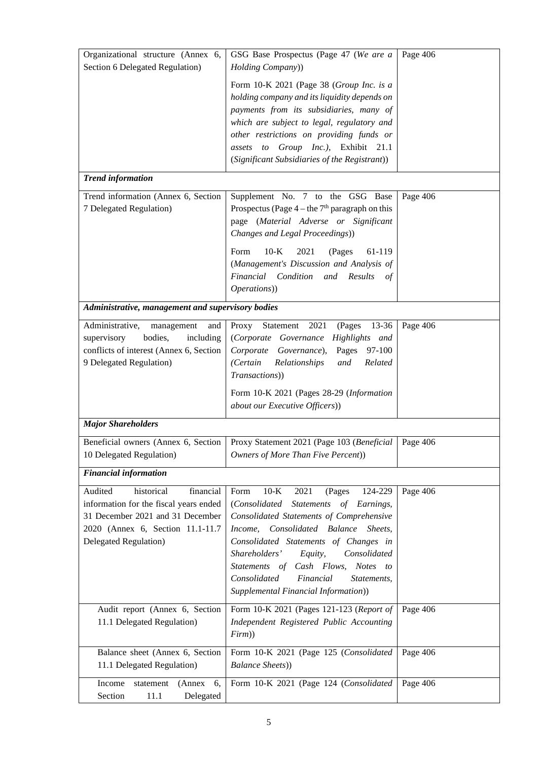| | | |
|---|---|---|
| Organizational structure (Annex 6, Section 6 Delegated Regulation) | GSG Base Prospectus (Page 47 (*We are a Holding Company*))<br><br>Form 10-K 2021 (Page 38 (*Group Inc. is a holding company and its liquidity depends on payments from its subsidiaries, many of which are subject to legal, regulatory and other restrictions on providing funds or assets to Group Inc.*), Exhibit 21.1 (*Significant Subsidiaries of the Registrant*)) | Page 406 |
| ***Trend information*** | | |
| Trend information (Annex 6, Section 7 Delegated Regulation) | Supplement No. 7 to the GSG Base Prospectus (Page 4 – the 7th paragraph on this page (*Material Adverse or Significant Changes and Legal Proceedings*))<br><br>Form 10-K 2021 (Pages 61-119 (*Management's Discussion and Analysis of Financial Condition and Results of Operations*)) | Page 406 |
| ***Administrative, management and supervisory bodies*** | | |
| Administrative, management and supervisory bodies, including conflicts of interest (Annex 6, Section 9 Delegated Regulation) | Proxy Statement 2021 (Pages 13-36 (*Corporate Governance Highlights and Corporate Governance*), Pages 97-100 (*Certain Relationships and Related Transactions*))<br><br>Form 10-K 2021 (Pages 28-29 (*Information about our Executive Officers*)) | Page 406 |
| ***Major Shareholders*** | | |
| Beneficial owners (Annex 6, Section 10 Delegated Regulation) | Proxy Statement 2021 (Page 103 (*Beneficial Owners of More Than Five Percent*)) | Page 406 |
| ***Financial information*** | | |
| Audited historical financial information for the fiscal years ended 31 December 2021 and 31 December 2020 (Annex 6, Section 11.1-11.7 Delegated Regulation) | Form 10-K 2021 (Pages 124-229 (*Consolidated Statements of Earnings, Consolidated Statements of Comprehensive Income, Consolidated Balance Sheets, Consolidated Statements of Changes in Shareholders' Equity, Consolidated Statements of Cash Flows, Notes to Consolidated Financial Statements, Supplemental Financial Information*)) | Page 406 |
| Audit report (Annex 6, Section 11.1 Delegated Regulation) | Form 10-K 2021 (Pages 121-123 (*Report of Independent Registered Public Accounting Firm*)) | Page 406 |
| Balance sheet (Annex 6, Section 11.1 Delegated Regulation) | Form 10-K 2021 (Page 125 (*Consolidated Balance Sheets*)) | Page 406 |
| Income statement (Annex 6, Section 11.1 Delegated | Form 10-K 2021 (Page 124 (*Consolidated* | Page 406 |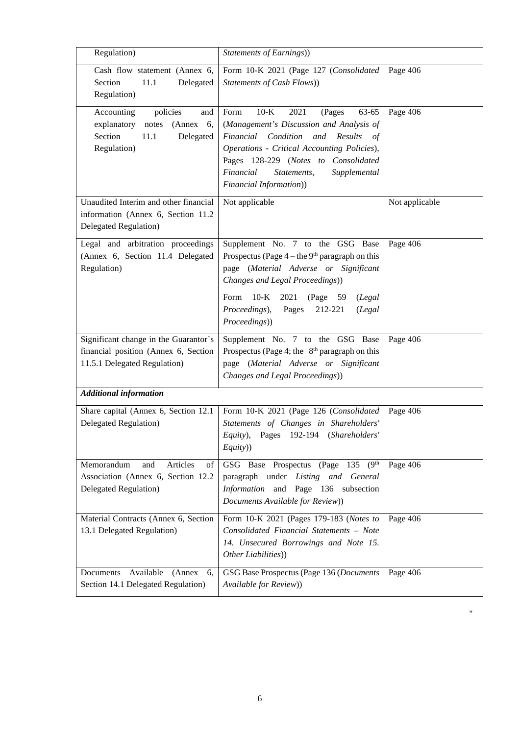| | | |
|---|---|---|
| Regulation) | *Statements of Earnings*)) | |
| Cash flow statement (Annex 6, Section 11.1 Delegated Regulation) | Form 10-K 2021 (Page 127 (*Consolidated Statements of Cash Flows*)) | Page 406 |
| Accounting policies and explanatory notes (Annex 6, Section 11.1 Delegated Regulation) | Form 10-K 2021 (Pages 63-65 (*Management's Discussion and Analysis of Financial Condition and Results of Operations - Critical Accounting Policies*), Pages 128-229 (*Notes to Consolidated Financial Statements, Supplemental Financial Information*)) | Page 406 |
| Unaudited Interim and other financial information (Annex 6, Section 11.2 Delegated Regulation) | Not applicable | Not applicable |
| Legal and arbitration proceedings (Annex 6, Section 11.4 Delegated Regulation) | Supplement No. 7 to the GSG Base Prospectus (Page 4 – the 9th paragraph on this page (*Material Adverse or Significant Changes and Legal Proceedings*)) Form 10-K 2021 (Page 59 (*Legal Proceedings*), Pages 212-221 (*Legal Proceedings*)) | Page 406 |
| Significant change in the Guarantor´s financial position (Annex 6, Section 11.5.1 Delegated Regulation) | Supplement No. 7 to the GSG Base Prospectus (Page 4; the 8th paragraph on this page (*Material Adverse or Significant Changes and Legal Proceedings*)) | Page 406 |
| ***Additional information*** | | |
| Share capital (Annex 6, Section 12.1 Delegated Regulation) | Form 10-K 2021 (Page 126 (*Consolidated Statements of Changes in Shareholders' Equity*), Pages 192-194 (*Shareholders' Equity*)) | Page 406 |
| Memorandum and Articles of Association (Annex 6, Section 12.2 Delegated Regulation) | GSG Base Prospectus (Page 135 (9th paragraph under *Listing and General Information* and Page 136 subsection *Documents Available for Review*)) | Page 406 |
| Material Contracts (Annex 6, Section 13.1 Delegated Regulation) | Form 10-K 2021 (Pages 179-183 (*Notes to Consolidated Financial Statements – Note 14. Unsecured Borrowings and Note 15. Other Liabilities*)) | Page 406 |
| Documents Available (Annex 6, Section 14.1 Delegated Regulation) | GSG Base Prospectus (Page 136 (*Documents Available for Review*)) | Page 406 |

"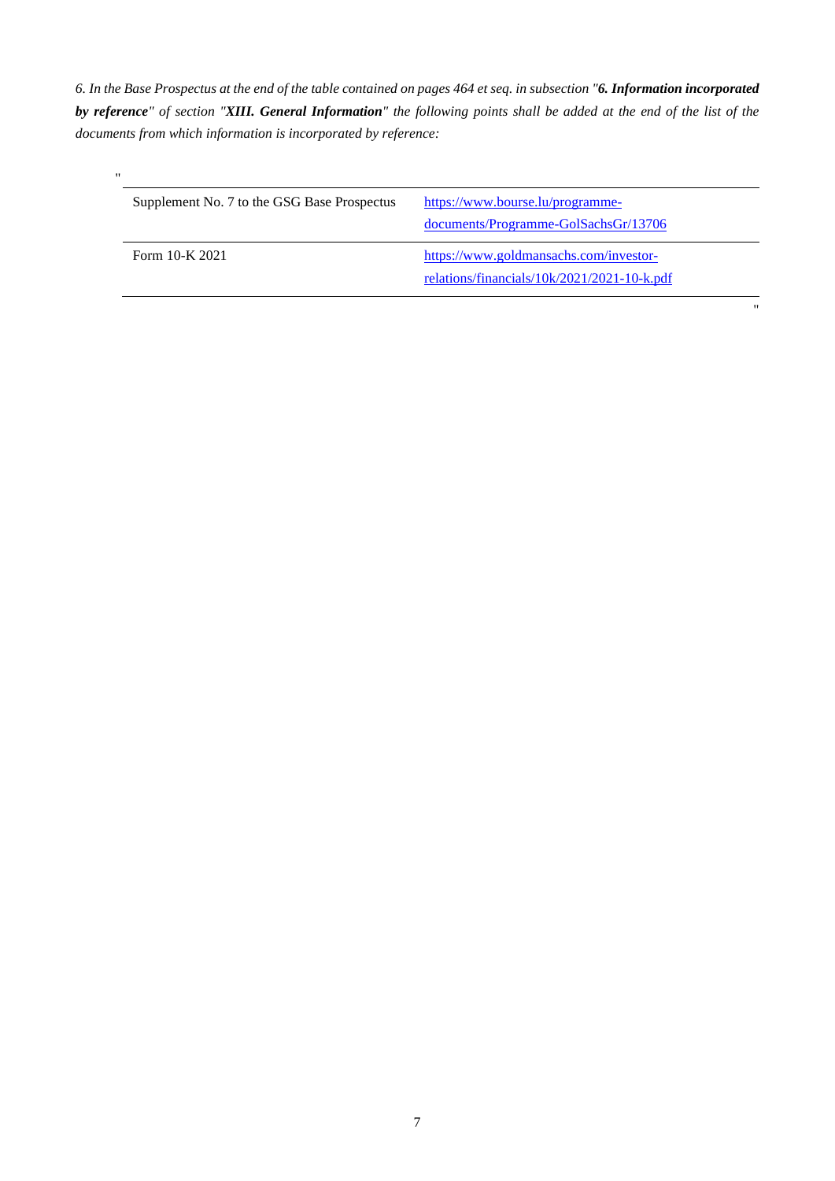*6. In the Base Prospectus at the end of the table contained on pages 464 et seq. in subsection "**6. Information incorporated by reference**" of section "**XIII. General Information**" the following points shall be added at the end of the list of the documents from which information is incorporated by reference:*

"

| | |
|---|---|
| Supplement No. 7 to the GSG Base Prospectus | https://www.bourse.lu/programme-documents/Programme-GolSachsGr/13706 |
| Form 10-K 2021 | https://www.goldmansachs.com/investor-relations/financials/10k/2021/2021-10-k.pdf |

"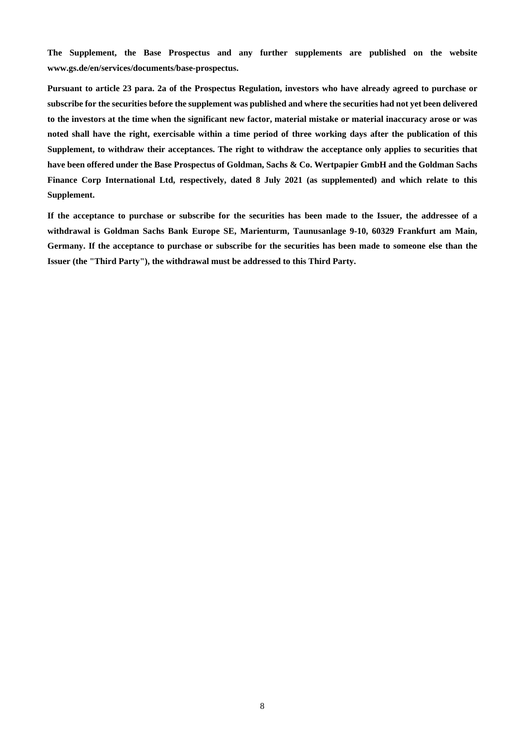**The Supplement, the Base Prospectus and any further supplements are published on the website www.gs.de/en/services/documents/base-prospectus.**

**Pursuant to article 23 para. 2a of the Prospectus Regulation, investors who have already agreed to purchase or subscribe for the securities before the supplement was published and where the securities had not yet been delivered to the investors at the time when the significant new factor, material mistake or material inaccuracy arose or was noted shall have the right, exercisable within a time period of three working days after the publication of this Supplement, to withdraw their acceptances. The right to withdraw the acceptance only applies to securities that have been offered under the Base Prospectus of Goldman, Sachs & Co. Wertpapier GmbH and the Goldman Sachs Finance Corp International Ltd, respectively, dated 8 July 2021 (as supplemented) and which relate to this Supplement.**

**If the acceptance to purchase or subscribe for the securities has been made to the Issuer, the addressee of a withdrawal is Goldman Sachs Bank Europe SE, Marienturm, Taunusanlage 9-10, 60329 Frankfurt am Main, Germany. If the acceptance to purchase or subscribe for the securities has been made to someone else than the Issuer (the "Third Party"), the withdrawal must be addressed to this Third Party.**